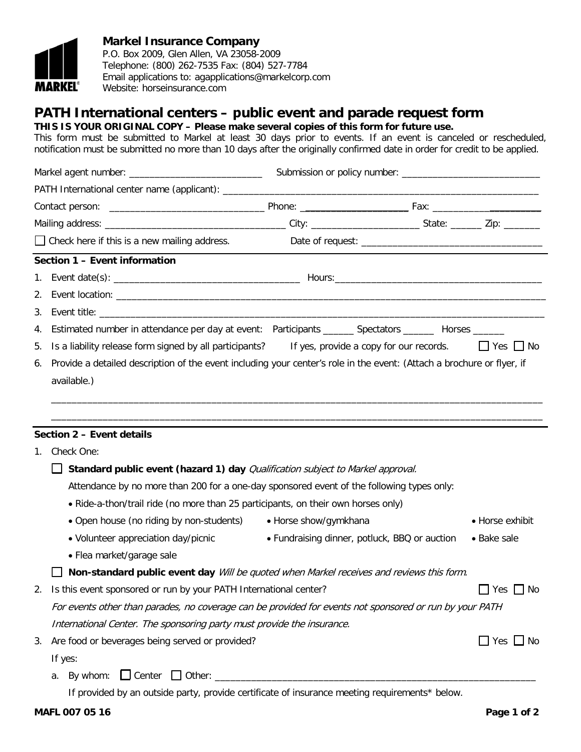**Markel Insurance Company**
P.O. Box 2009, Glen Allen, VA 23058-2009
Telephone: (800) 262-7535 Fax: (804) 527-7784
Email applications to: agapplications@markelcorp.com
Website: horseinsurance.com

# PATH International centers – public event and parade request form

**THIS IS YOUR ORIGINAL COPY – Please make several copies of this form for future use.**

This form must be submitted to Markel at least 30 days prior to events. If an event is canceled or rescheduled, notification must be submitted no more than 10 days after the originally confirmed date in order for credit to be applied.

Markel agent number: ________________________ Submission or policy number: ________________________

PATH International center name (applicant): ____________________________________________

Contact person: ____________________________ Phone: __________________ Fax: ____________________

Mailing address: ________________________________ City: ____________________ State: ______ Zip: _______

☐ Check here if this is a new mailing address. Date of request: ________________________________

## Section 1 – Event information

1. Event date(s): ________________________________ Hours: ________________________________________
2. Event location: ______________________________________________________________________________
3. Event title: _________________________________________________________________________________
4. Estimated number in attendance per day at event: Participants ______ Spectators ______ Horses ______
5. Is a liability release form signed by all participants? If yes, provide a copy for our records. ☐ Yes ☐ No
6. Provide a detailed description of the event including your center's role in the event: (Attach a brochure or flyer, if available.)

   ______________________________________________________________________________________________

   ______________________________________________________________________________________________

## Section 2 – Event details

1. Check One:

   ☐ **Standard public event (hazard 1) day** *Qualification subject to Markel approval.*

   Attendance by no more than 200 for a one-day sponsored event of the following types only:

   - Ride-a-thon/trail ride (no more than 25 participants, on their own horses only)
   - Open house (no riding by non-students)
   - Horse show/gymkhana
   - Horse exhibit
   - Volunteer appreciation day/picnic
   - Fundraising dinner, potluck, BBQ or auction
   - Bake sale
   - Flea market/garage sale

   ☐ **Non-standard public event day** *Will be quoted when Markel receives and reviews this form.*

2. Is this event sponsored or run by your PATH International center? ☐ Yes ☐ No

   *For events other than parades, no coverage can be provided for events not sponsored or run by your PATH International Center. The sponsoring party must provide the insurance.*

3. Are food or beverages being served or provided? ☐ Yes ☐ No

   If yes:

   a. By whom: ☐ Center ☐ Other: ______________________________________________________________

   If provided by an outside party, provide certificate of insurance meeting requirements* below.

MAFL 007 05 16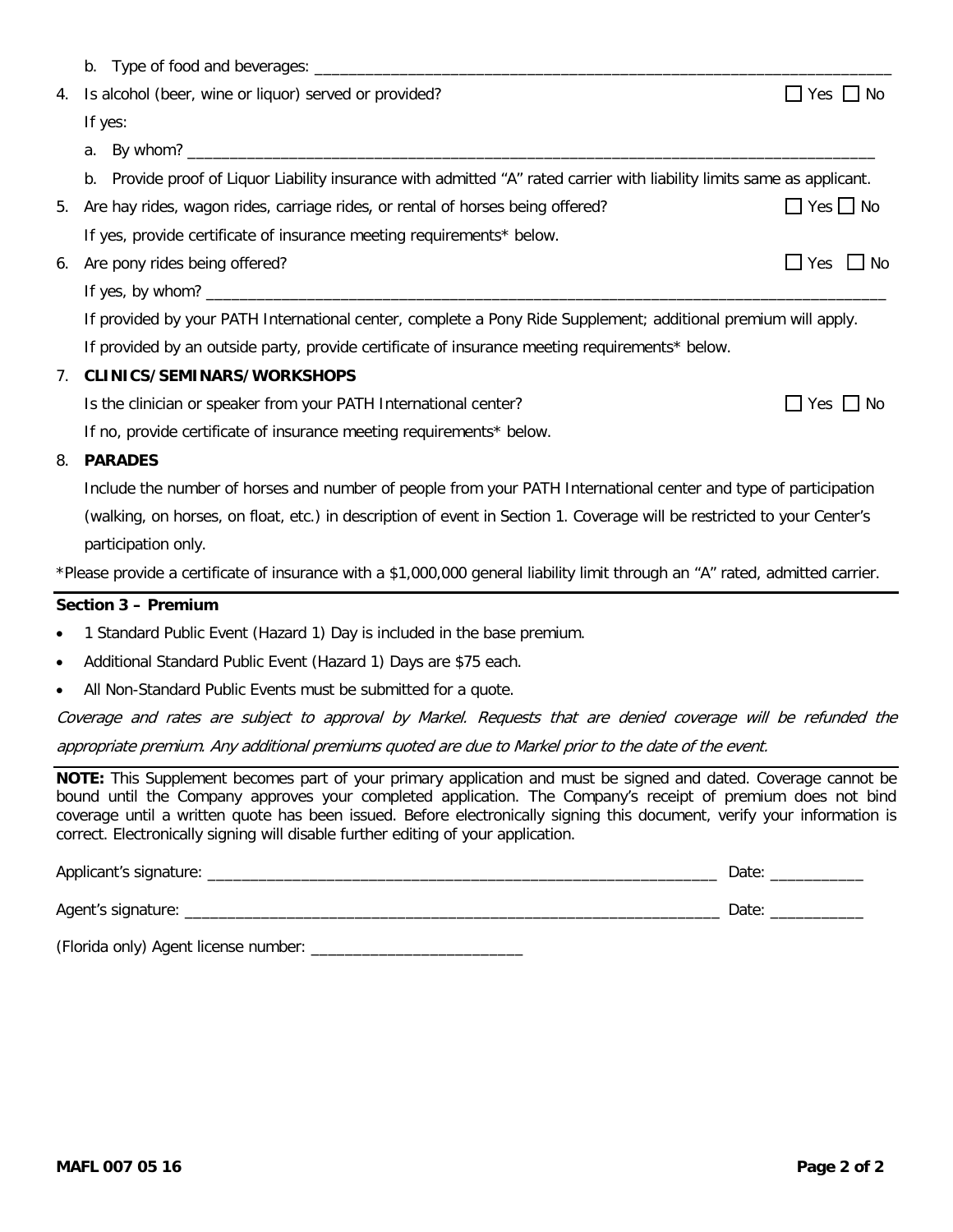b. Type of food and beverages: ___________________________________________________________________________

4. Is alcohol (beer, wine or liquor) served or provided? ☐ Yes ☐ No

   If yes:

   a. By whom? ___________________________________________________________________________________

   b. Provide proof of Liquor Liability insurance with admitted “A” rated carrier with liability limits same as applicant.

5. Are hay rides, wagon rides, carriage rides, or rental of horses being offered? ☐ Yes ☐ No

   If yes, provide certificate of insurance meeting requirements* below.

6. Are pony rides being offered? ☐ Yes ☐ No

   If yes, by whom? _____________________________________________________________________________

   If provided by your PATH International center, complete a Pony Ride Supplement; additional premium will apply.

   If provided by an outside party, provide certificate of insurance meeting requirements* below.

7. **CLINICS/SEMINARS/WORKSHOPS**

   Is the clinician or speaker from your PATH International center? ☐ Yes ☐ No

   If no, provide certificate of insurance meeting requirements* below.

8. **PARADES**

   Include the number of horses and number of people from your PATH International center and type of participation (walking, on horses, on float, etc.) in description of event in Section 1. Coverage will be restricted to your Center’s participation only.

*Please provide a certificate of insurance with a $1,000,000 general liability limit through an “A” rated, admitted carrier.

**Section 3 – Premium**

- 1 Standard Public Event (Hazard 1) Day is included in the base premium.
- Additional Standard Public Event (Hazard 1) Days are $75 each.
- All Non-Standard Public Events must be submitted for a quote.

*Coverage and rates are subject to approval by Markel. Requests that are denied coverage will be refunded the appropriate premium. Any additional premiums quoted are due to Markel prior to the date of the event.*

**NOTE:** This Supplement becomes part of your primary application and must be signed and dated. Coverage cannot be bound until the Company approves your completed application. The Company’s receipt of premium does not bind coverage until a written quote has been issued. Before electronically signing this document, verify your information is correct. Electronically signing will disable further editing of your application.

Applicant’s signature: ___________________________________________________________ Date: ___________

Agent’s signature: ______________________________________________________________ Date: ___________

(Florida only) Agent license number: ________________________

MAFL 007 05 16